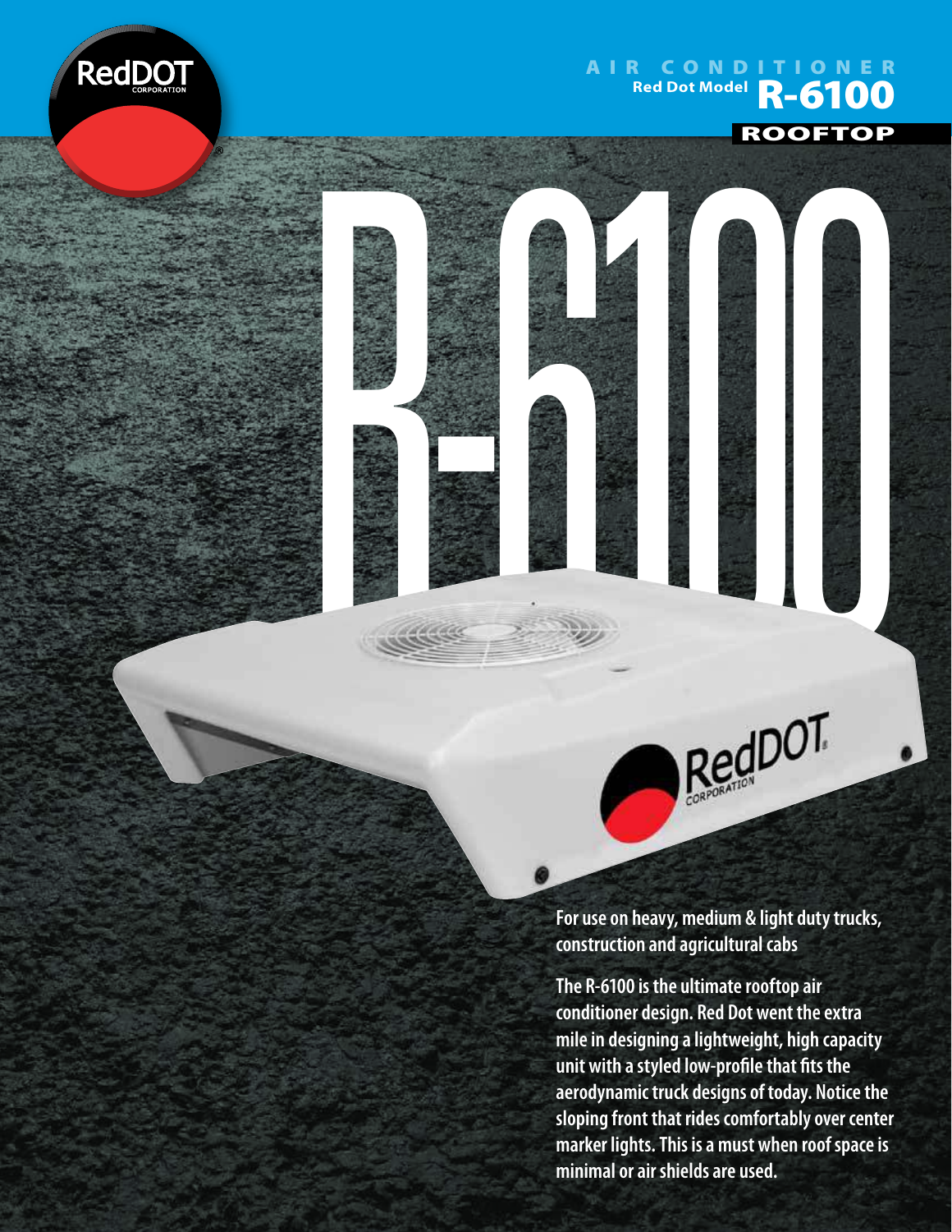RedDOT CORPORATION

# AIR CONDITIONER

## Red Dot Model R-6100

### ROOFTOP

# R-6100

**For use on heavy, medium & light duty trucks, construction and agricultural cabs**

**The R-6100 is the ultimate rooftop air conditioner design. Red Dot went the extra mile in designing a lightweight, high capacity unit with a styled low-profile that fits the aerodynamic truck designs of today. Notice the sloping front that rides comfortably over center marker lights. This is a must when roof space is minimal or air shields are used.**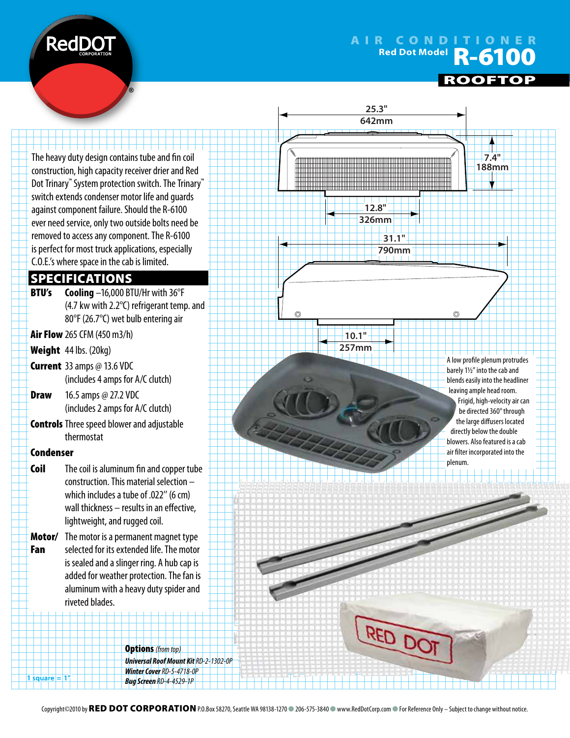# AIR CONDITIONER

## Red Dot Model R-6100

### ROOFTOP

25.3"
642mm

7.4"
188mm

12.8"
326mm

31.1"
790mm

10.1"
257mm

The heavy duty design contains tube and fin coil construction, high capacity receiver drier and Red Dot Trinary™ System protection switch. The Trinary™ switch extends condenser motor life and guards against component failure. Should the R-6100 ever need service, only two outside bolts need be removed to access any component. The R-6100 is perfect for most truck applications, especially C.O.E.'s where space in the cab is limited.

## SPECIFICATIONS

**BTU's** **Cooling** –16,000 BTU/Hr with 36°F (4.7 kw with 2.2°C) refrigerant temp. and 80°F (26.7°C) wet bulb entering air

**Air Flow** 265 CFM (450 m3/h)

**Weight** 44 lbs. (20kg)

**Current** 33 amps @ 13.6 VDC (includes 4 amps for A/C clutch)

**Draw** 16.5 amps @ 27.2 VDC (includes 2 amps for A/C clutch)

**Controls** Three speed blower and adjustable thermostat

**Condenser**

**Coil** The coil is aluminum fin and copper tube construction. This material selection – which includes a tube of .022" (6 cm) wall thickness – results in an effective, lightweight, and rugged coil.

**Motor/ Fan** The motor is a permanent magnet type selected for its extended life. The motor is sealed and a slinger ring. A hub cap is added for weather protection. The fan is aluminum with a heavy duty spider and riveted blades.

A low profile plenum protrudes barely 1½" into the cab and blends easily into the headliner leaving ample head room. Frigid, high-velocity air can be directed 360° through the large diffusers located directly below the double blowers. Also featured is a cab air filter incorporated into the plenum.

**Options** *(from top)*

***Universal Roof Mount Kit*** *RD-2-1302-0P*

***Winter Cover*** *RD-5-4718-0P*

***Bug Screen*** *RD-4-4529-1P*

1 square = 1"

Copyright©2010 by **RED DOT CORPORATION** P.O.Box 58270, Seattle WA 98138-1270 ● 206-575-3840 ● www.RedDotCorp.com ● For Reference Only – Subject to change without notice.